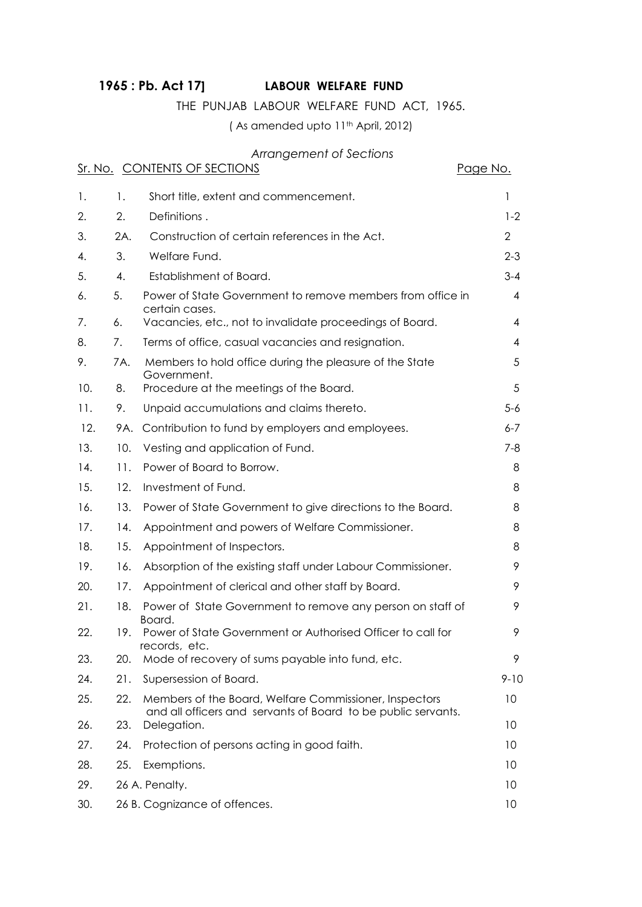**1965 : Pb. Act 17] LABOUR WELFARE FUND**

THE PUNJAB LABOUR WELFARE FUND ACT, 1965.

( As amended upto 11th April, 2012)

*Arrangement of Sections*

| Sr. No. | | CONTENTS OF SECTIONS | Page No. |
|---|---|---|---|
| 1. | 1. | Short title, extent and commencement. | 1 |
| 2. | 2. | Definitions . | 1-2 |
| 3. | 2A. | Construction of certain references in the Act. | 2 |
| 4. | 3. | Welfare Fund. | 2-3 |
| 5. | 4. | Establishment of Board. | 3-4 |
| 6. | 5. | Power of State Government to remove members from office in certain cases. | 4 |
| 7. | 6. | Vacancies, etc., not to invalidate proceedings of Board. | 4 |
| 8. | 7. | Terms of office, casual vacancies and resignation. | 4 |
| 9. | 7A. | Members to hold office during the pleasure of the State Government. | 5 |
| 10. | 8. | Procedure at the meetings of the Board. | 5 |
| 11. | 9. | Unpaid accumulations and claims thereto. | 5-6 |
| 12. | 9A. | Contribution to fund by employers and employees. | 6-7 |
| 13. | 10. | Vesting and application of Fund. | 7-8 |
| 14. | 11. | Power of Board to Borrow. | 8 |
| 15. | 12. | Investment of Fund. | 8 |
| 16. | 13. | Power of State Government to give directions to the Board. | 8 |
| 17. | 14. | Appointment and powers of Welfare Commissioner. | 8 |
| 18. | 15. | Appointment of Inspectors. | 8 |
| 19. | 16. | Absorption of the existing staff under Labour Commissioner. | 9 |
| 20. | 17. | Appointment of clerical and other staff by Board. | 9 |
| 21. | 18. | Power of State Government to remove any person on staff of Board. | 9 |
| 22. | 19. | Power of State Government or Authorised Officer to call for records, etc. | 9 |
| 23. | 20. | Mode of recovery of sums payable into fund, etc. | 9 |
| 24. | 21. | Supersession of Board. | 9-10 |
| 25. | 22. | Members of the Board, Welfare Commissioner, Inspectors and all officers and servants of Board to be public servants. | 10 |
| 26. | 23. | Delegation. | 10 |
| 27. | 24. | Protection of persons acting in good faith. | 10 |
| 28. | 25. | Exemptions. | 10 |
| 29. | 26 A. | Penalty. | 10 |
| 30. | 26 B. | Cognizance of offences. | 10 |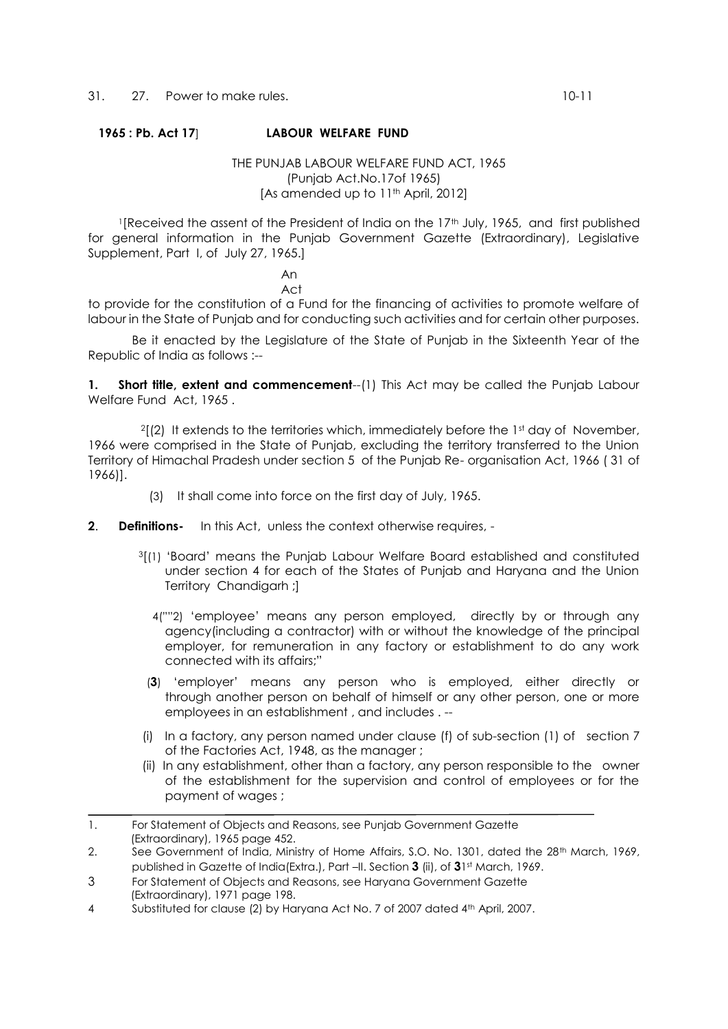31. 27. Power to make rules. 10-11

**1965 : Pb. Act 17**] **LABOUR WELFARE FUND**

THE PUNJAB LABOUR WELFARE FUND ACT, 1965
(Punjab Act.No.17of 1965)
[As amended up to 11th April, 2012]

[1][Received the assent of the President of India on the 17th July, 1965, and first published for general information in the Punjab Government Gazette (Extraordinary), Legislative Supplement, Part I, of July 27, 1965.]

An
Act

to provide for the constitution of a Fund for the financing of activities to promote welfare of labour in the State of Punjab and for conducting such activities and for certain other purposes.

Be it enacted by the Legislature of the State of Punjab in the Sixteenth Year of the Republic of India as follows :--

**1. Short title, extent and commencement**--(1) This Act may be called the Punjab Labour Welfare Fund Act, 1965 .

[2][(2) It extends to the territories which, immediately before the 1st day of November, 1966 were comprised in the State of Punjab, excluding the territory transferred to the Union Territory of Himachal Pradesh under section 5 of the Punjab Re- organisation Act, 1966 ( 31 of 1966)].

(3) It shall come into force on the first day of July, 1965.

**2**. **Definitions-** In this Act, unless the context otherwise requires, -

[3][(1) 'Board' means the Punjab Labour Welfare Board established and constituted under section 4 for each of the States of Punjab and Haryana and the Union Territory Chandigarh ;]

[4]("''2) 'employee' means any person employed, directly by or through any agency(including a contractor) with or without the knowledge of the principal employer, for remuneration in any factory or establishment to do any work connected with its affairs;"

(**3**) 'employer' means any person who is employed, either directly or through another person on behalf of himself or any other person, one or more employees in an establishment , and includes . --

(i) In a factory, any person named under clause (f) of sub-section (1) of section 7 of the Factories Act, 1948, as the manager ;

(ii) In any establishment, other than a factory, any person responsible to the owner of the establishment for the supervision and control of employees or for the payment of wages ;

---

1. For Statement of Objects and Reasons, see Punjab Government Gazette (Extraordinary), 1965 page 452.
2. See Government of India, Ministry of Home Affairs, S.O. No. 1301, dated the 28th March, 1969, published in Gazette of India(Extra.), Part –II. Section **3** (ii), of **3**1st March, 1969.
3 For Statement of Objects and Reasons, see Haryana Government Gazette (Extraordinary), 1971 page 198.
4 Substituted for clause (2) by Haryana Act No. 7 of 2007 dated 4th April, 2007.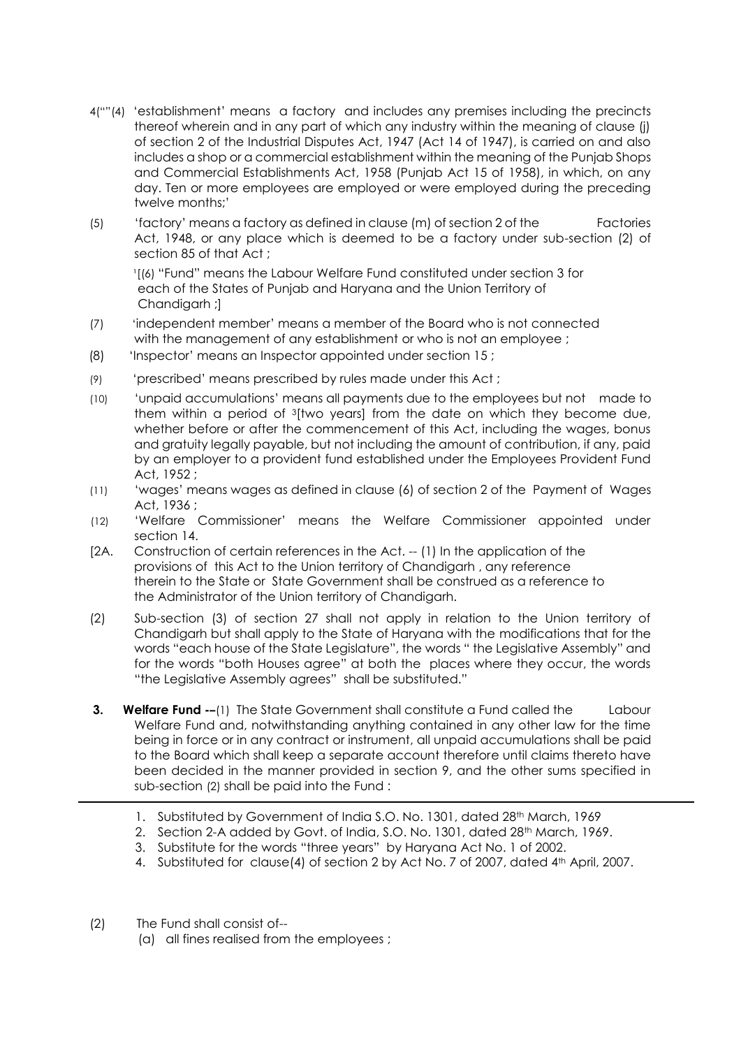4[""(4) 'establishment' means a factory and includes any premises including the precincts thereof wherein and in any part of which any industry within the meaning of clause (j) of section 2 of the Industrial Disputes Act, 1947 (Act 14 of 1947), is carried on and also includes a shop or a commercial establishment within the meaning of the Punjab Shops and Commercial Establishments Act, 1958 (Punjab Act 15 of 1958), in which, on any day. Ten or more employees are employed or were employed during the preceding twelve months;'

(5) 'factory' means a factory as defined in clause (m) of section 2 of the Factories Act, 1948, or any place which is deemed to be a factory under sub-section (2) of section 85 of that Act ;

[1][(6) "Fund" means the Labour Welfare Fund constituted under section 3 for each of the States of Punjab and Haryana and the Union Territory of Chandigarh ;]

(7) 'independent member' means a member of the Board who is not connected with the management of any establishment or who is not an employee ;

(8) 'Inspector' means an Inspector appointed under section 15 ;

(9) 'prescribed' means prescribed by rules made under this Act ;

(10) 'unpaid accumulations' means all payments due to the employees but not made to them within a period of [3][two years] from the date on which they become due, whether before or after the commencement of this Act, including the wages, bonus and gratuity legally payable, but not including the amount of contribution, if any, paid by an employer to a provident fund established under the Employees Provident Fund Act, 1952 ;

(11) 'wages' means wages as defined in clause (6) of section 2 of the Payment of Wages Act, 1936 ;

(12) 'Welfare Commissioner' means the Welfare Commissioner appointed under section 14.

[2A. Construction of certain references in the Act. -- (1) In the application of the provisions of this Act to the Union territory of Chandigarh , any reference therein to the State or State Government shall be construed as a reference to the Administrator of the Union territory of Chandigarh.

(2) Sub-section (3) of section 27 shall not apply in relation to the Union territory of Chandigarh but shall apply to the State of Haryana with the modifications that for the words "each house of the State Legislature", the words " the Legislative Assembly" and for the words "both Houses agree" at both the places where they occur, the words "the Legislative Assembly agrees" shall be substituted."

**3. Welfare Fund --**(1) The State Government shall constitute a Fund called the Labour Welfare Fund and, notwithstanding anything contained in any other law for the time being in force or in any contract or instrument, all unpaid accumulations shall be paid to the Board which shall keep a separate account therefore until claims thereto have been decided in the manner provided in section 9, and the other sums specified in sub-section (2) shall be paid into the Fund :

---

1. Substituted by Government of India S.O. No. 1301, dated 28th March, 1969
2. Section 2-A added by Govt. of India, S.O. No. 1301, dated 28th March, 1969.
3. Substitute for the words "three years" by Haryana Act No. 1 of 2002.
4. Substituted for clause(4) of section 2 by Act No. 7 of 2007, dated 4th April, 2007.

(2) The Fund shall consist of--

(a) all fines realised from the employees ;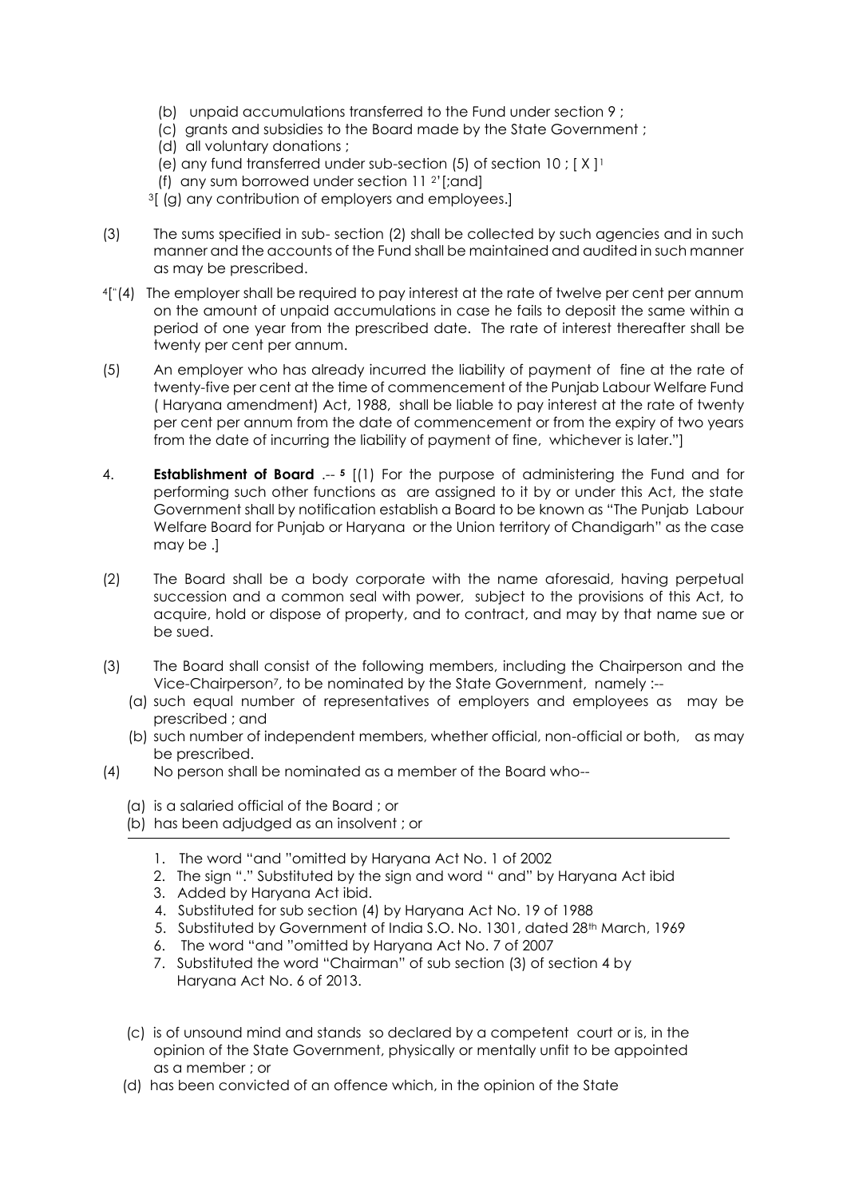(b) unpaid accumulations transferred to the Fund under section 9 ;

(c) grants and subsidies to the Board made by the State Government ;

(d) all voluntary donations ;

(e) any fund transferred under sub-section (5) of section 10 ; [ X ][1]

(f) any sum borrowed under section 11 [2]'[;and]

[3][ (g) any contribution of employers and employees.]

(3) The sums specified in sub- section (2) shall be collected by such agencies and in such manner and the accounts of the Fund shall be maintained and audited in such manner as may be prescribed.

[4]["(4) The employer shall be required to pay interest at the rate of twelve per cent per annum on the amount of unpaid accumulations in case he fails to deposit the same within a period of one year from the prescribed date. The rate of interest thereafter shall be twenty per cent per annum.

(5) An employer who has already incurred the liability of payment of fine at the rate of twenty-five per cent at the time of commencement of the Punjab Labour Welfare Fund ( Haryana amendment) Act, 1988, shall be liable to pay interest at the rate of twenty per cent per annum from the date of commencement or from the expiry of two years from the date of incurring the liability of payment of fine, whichever is later."]

4. **Establishment of Board** .-- [5] [(1) For the purpose of administering the Fund and for performing such other functions as are assigned to it by or under this Act, the state Government shall by notification establish a Board to be known as "The Punjab Labour Welfare Board for Punjab or Haryana or the Union territory of Chandigarh" as the case may be .]

(2) The Board shall be a body corporate with the name aforesaid, having perpetual succession and a common seal with power, subject to the provisions of this Act, to acquire, hold or dispose of property, and to contract, and may by that name sue or be sued.

(3) The Board shall consist of the following members, including the Chairperson and the Vice-Chairperson[7], to be nominated by the State Government, namely :--

(a) such equal number of representatives of employers and employees as may be prescribed ; and

(b) such number of independent members, whether official, non-official or both, as may be prescribed.

(4) No person shall be nominated as a member of the Board who--

(a) is a salaried official of the Board ; or

(b) has been adjudged as an insolvent ; or

---

1. The word "and "omitted by Haryana Act No. 1 of 2002
2. The sign "." Substituted by the sign and word " and" by Haryana Act ibid
3. Added by Haryana Act ibid.
4. Substituted for sub section (4) by Haryana Act No. 19 of 1988
5. Substituted by Government of India S.O. No. 1301, dated 28th March, 1969
6. The word "and "omitted by Haryana Act No. 7 of 2007
7. Substituted the word "Chairman" of sub section (3) of section 4 by Haryana Act No. 6 of 2013.

(c) is of unsound mind and stands so declared by a competent court or is, in the opinion of the State Government, physically or mentally unfit to be appointed as a member ; or

(d) has been convicted of an offence which, in the opinion of the State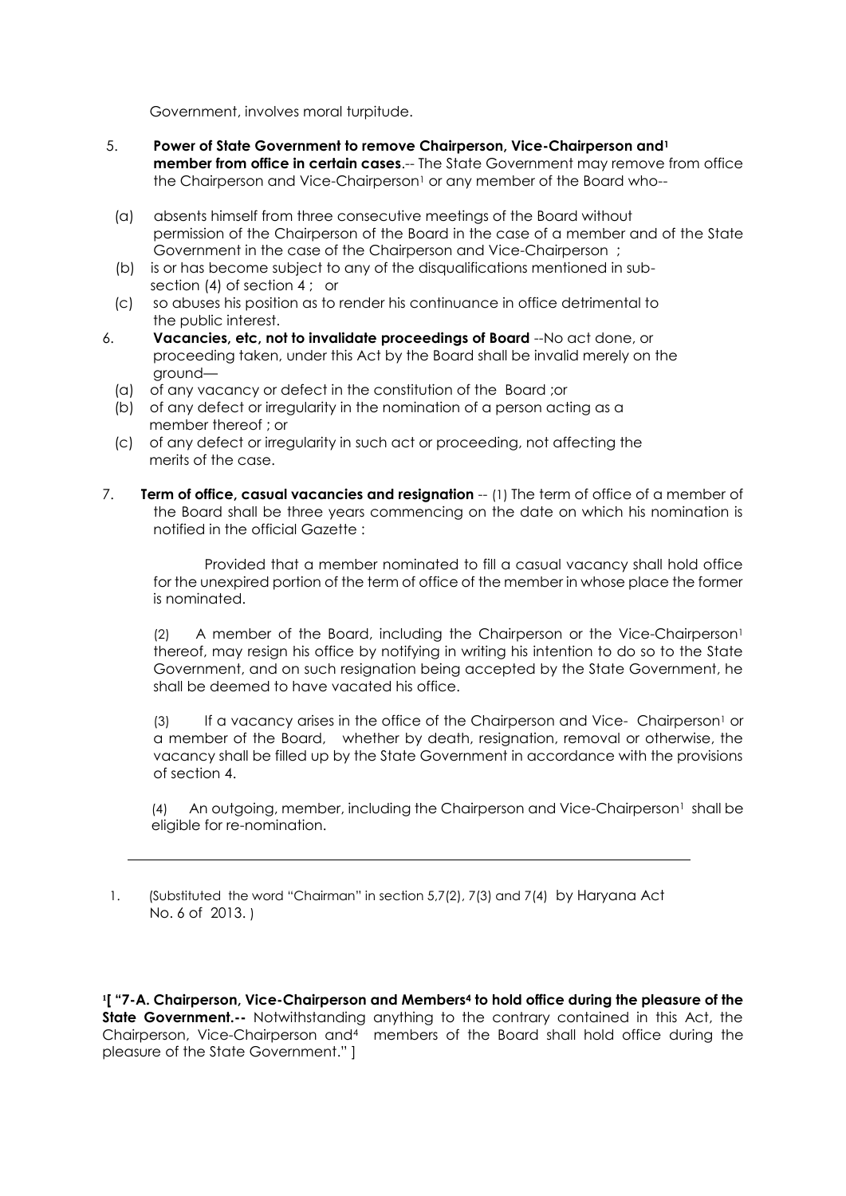Government, involves moral turpitude.

5. **Power of State Government to remove Chairperson, Vice-Chairperson and[1] member from office in certain cases**.-- The State Government may remove from office the Chairperson and Vice-Chairperson[1] or any member of the Board who--

   (a) absents himself from three consecutive meetings of the Board without permission of the Chairperson of the Board in the case of a member and of the State Government in the case of the Chairperson and Vice-Chairperson ;

   (b) is or has become subject to any of the disqualifications mentioned in sub-section (4) of section 4 ; or

   (c) so abuses his position as to render his continuance in office detrimental to the public interest.

6. **Vacancies, etc, not to invalidate proceedings of Board** --No act done, or proceeding taken, under this Act by the Board shall be invalid merely on the ground—

   (a) of any vacancy or defect in the constitution of the Board ;or

   (b) of any defect or irregularity in the nomination of a person acting as a member thereof ; or

   (c) of any defect or irregularity in such act or proceeding, not affecting the merits of the case.

7. **Term of office, casual vacancies and resignation** -- (1) The term of office of a member of the Board shall be three years commencing on the date on which his nomination is notified in the official Gazette :

   Provided that a member nominated to fill a casual vacancy shall hold office for the unexpired portion of the term of office of the member in whose place the former is nominated.

   (2) A member of the Board, including the Chairperson or the Vice-Chairperson[1] thereof, may resign his office by notifying in writing his intention to do so to the State Government, and on such resignation being accepted by the State Government, he shall be deemed to have vacated his office.

   (3) If a vacancy arises in the office of the Chairperson and Vice- Chairperson[1] or a member of the Board, whether by death, resignation, removal or otherwise, the vacancy shall be filled up by the State Government in accordance with the provisions of section 4.

   (4) An outgoing, member, including the Chairperson and Vice-Chairperson[1] shall be eligible for re-nomination.

---

1. (Substituted the word "Chairman" in section 5,7(2), 7(3) and 7(4) by Haryana Act No. 6 of 2013. )

[1][ **"7-A. Chairperson, Vice-Chairperson and Members[4] to hold office during the pleasure of the State Government.--** Notwithstanding anything to the contrary contained in this Act, the Chairperson, Vice-Chairperson and[4] members of the Board shall hold office during the pleasure of the State Government." ]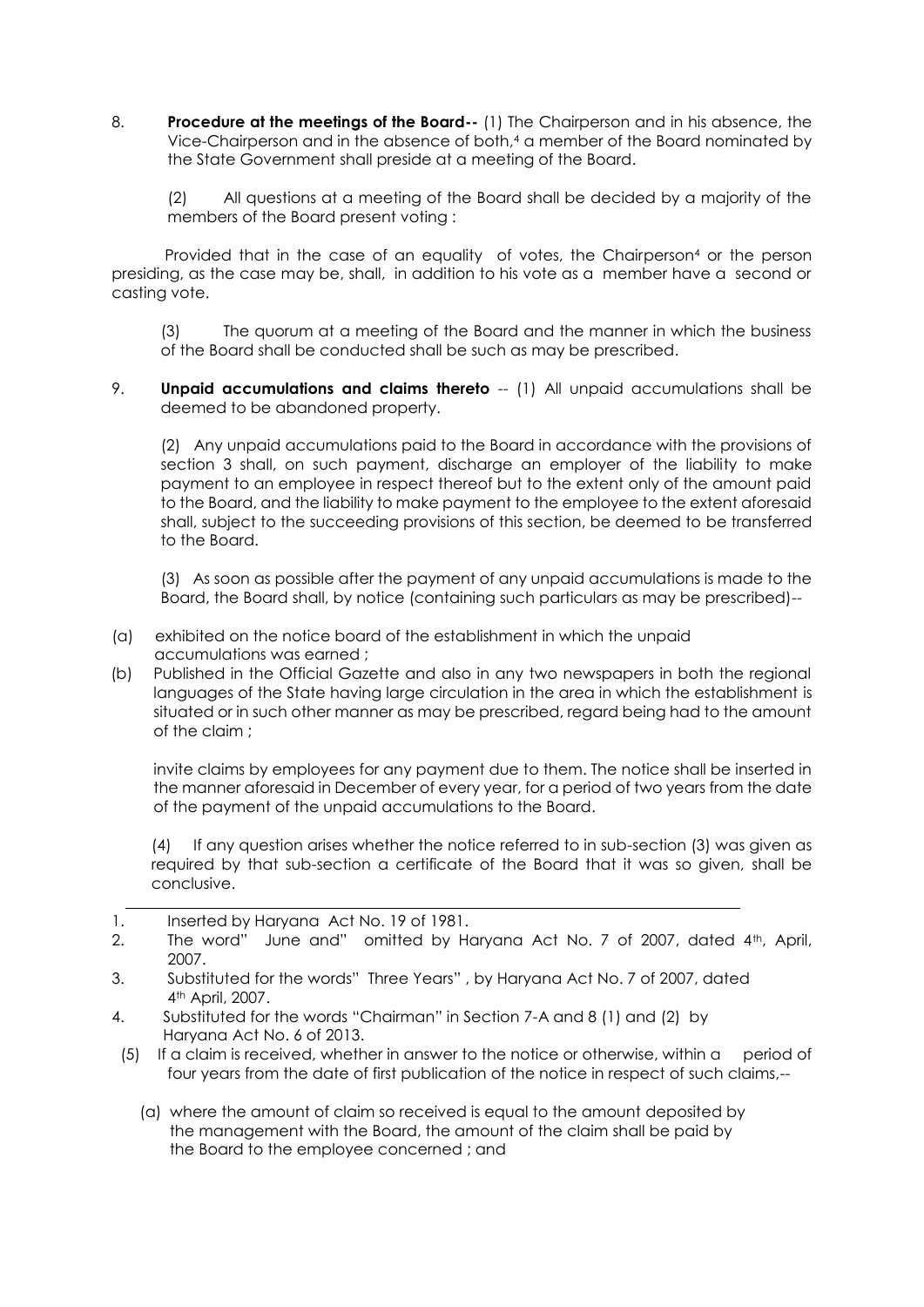8. **Procedure at the meetings of the Board--** (1) The Chairperson and in his absence, the Vice-Chairperson and in the absence of both,[4] a member of the Board nominated by the State Government shall preside at a meeting of the Board.

(2) All questions at a meeting of the Board shall be decided by a majority of the members of the Board present voting :

Provided that in the case of an equality of votes, the Chairperson[4] or the person presiding, as the case may be, shall, in addition to his vote as a member have a second or casting vote.

(3) The quorum at a meeting of the Board and the manner in which the business of the Board shall be conducted shall be such as may be prescribed.

9. **Unpaid accumulations and claims thereto** -- (1) All unpaid accumulations shall be deemed to be abandoned property.

(2) Any unpaid accumulations paid to the Board in accordance with the provisions of section 3 shall, on such payment, discharge an employer of the liability to make payment to an employee in respect thereof but to the extent only of the amount paid to the Board, and the liability to make payment to the employee to the extent aforesaid shall, subject to the succeeding provisions of this section, be deemed to be transferred to the Board.

(3) As soon as possible after the payment of any unpaid accumulations is made to the Board, the Board shall, by notice (containing such particulars as may be prescribed)--

(a) exhibited on the notice board of the establishment in which the unpaid accumulations was earned ;

(b) Published in the Official Gazette and also in any two newspapers in both the regional languages of the State having large circulation in the area in which the establishment is situated or in such other manner as may be prescribed, regard being had to the amount of the claim ;

invite claims by employees for any payment due to them. The notice shall be inserted in the manner aforesaid in December of every year, for a period of two years from the date of the payment of the unpaid accumulations to the Board.

(4) If any question arises whether the notice referred to in sub-section (3) was given as required by that sub-section a certificate of the Board that it was so given, shall be conclusive.

---

1. Inserted by Haryana Act No. 19 of 1981.
2. The word" June and" omitted by Haryana Act No. 7 of 2007, dated 4th, April, 2007.
3. Substituted for the words" Three Years" , by Haryana Act No. 7 of 2007, dated 4th April, 2007.
4. Substituted for the words "Chairman" in Section 7-A and 8 (1) and (2) by Haryana Act No. 6 of 2013.

(5) If a claim is received, whether in answer to the notice or otherwise, within a period of four years from the date of first publication of the notice in respect of such claims,--

(a) where the amount of claim so received is equal to the amount deposited by the management with the Board, the amount of the claim shall be paid by the Board to the employee concerned ; and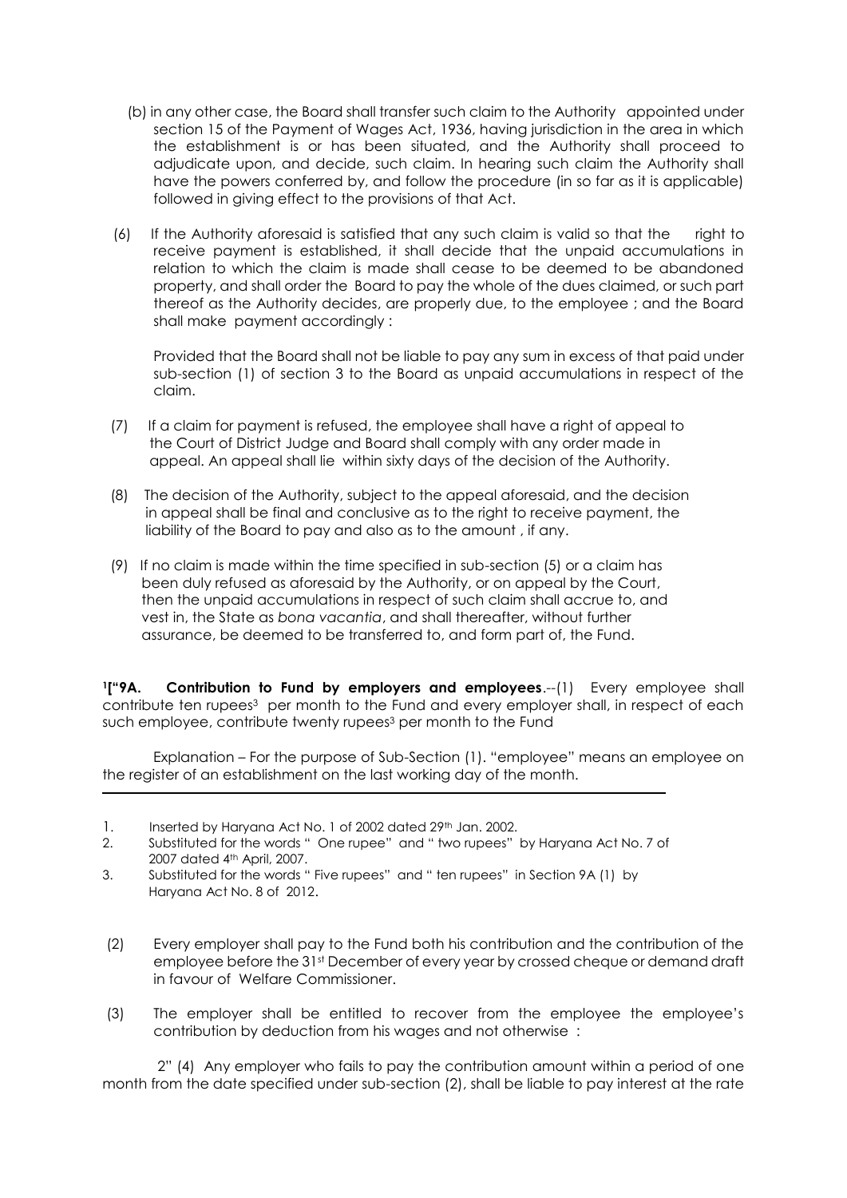(b) in any other case, the Board shall transfer such claim to the Authority appointed under section 15 of the Payment of Wages Act, 1936, having jurisdiction in the area in which the establishment is or has been situated, and the Authority shall proceed to adjudicate upon, and decide, such claim. In hearing such claim the Authority shall have the powers conferred by, and follow the procedure (in so far as it is applicable) followed in giving effect to the provisions of that Act.

(6) If the Authority aforesaid is satisfied that any such claim is valid so that the right to receive payment is established, it shall decide that the unpaid accumulations in relation to which the claim is made shall cease to be deemed to be abandoned property, and shall order the Board to pay the whole of the dues claimed, or such part thereof as the Authority decides, are properly due, to the employee ; and the Board shall make payment accordingly :

Provided that the Board shall not be liable to pay any sum in excess of that paid under sub-section (1) of section 3 to the Board as unpaid accumulations in respect of the claim.

(7) If a claim for payment is refused, the employee shall have a right of appeal to the Court of District Judge and Board shall comply with any order made in appeal. An appeal shall lie within sixty days of the decision of the Authority.

(8) The decision of the Authority, subject to the appeal aforesaid, and the decision in appeal shall be final and conclusive as to the right to receive payment, the liability of the Board to pay and also as to the amount , if any.

(9) If no claim is made within the time specified in sub-section (5) or a claim has been duly refused as aforesaid by the Authority, or on appeal by the Court, then the unpaid accumulations in respect of such claim shall accrue to, and vest in, the State as *bona vacantia*, and shall thereafter, without further assurance, be deemed to be transferred to, and form part of, the Fund.

[1][“9A. **Contribution to Fund by employers and employees**.--(1) Every employee shall contribute ten rupees[3] per month to the Fund and every employer shall, in respect of each such employee, contribute twenty rupees[3] per month to the Fund

Explanation – For the purpose of Sub-Section (1). “employee” means an employee on the register of an establishment on the last working day of the month.

---

1. Inserted by Haryana Act No. 1 of 2002 dated 29th Jan. 2002.
2. Substituted for the words “ One rupee” and “ two rupees” by Haryana Act No. 7 of 2007 dated 4th April, 2007.
3. Substituted for the words “ Five rupees” and “ ten rupees” in Section 9A (1) by Haryana Act No. 8 of 2012.

(2) Every employer shall pay to the Fund both his contribution and the contribution of the employee before the 31st December of every year by crossed cheque or demand draft in favour of Welfare Commissioner.

(3) The employer shall be entitled to recover from the employee the employee’s contribution by deduction from his wages and not otherwise :

2” (4) Any employer who fails to pay the contribution amount within a period of one month from the date specified under sub-section (2), shall be liable to pay interest at the rate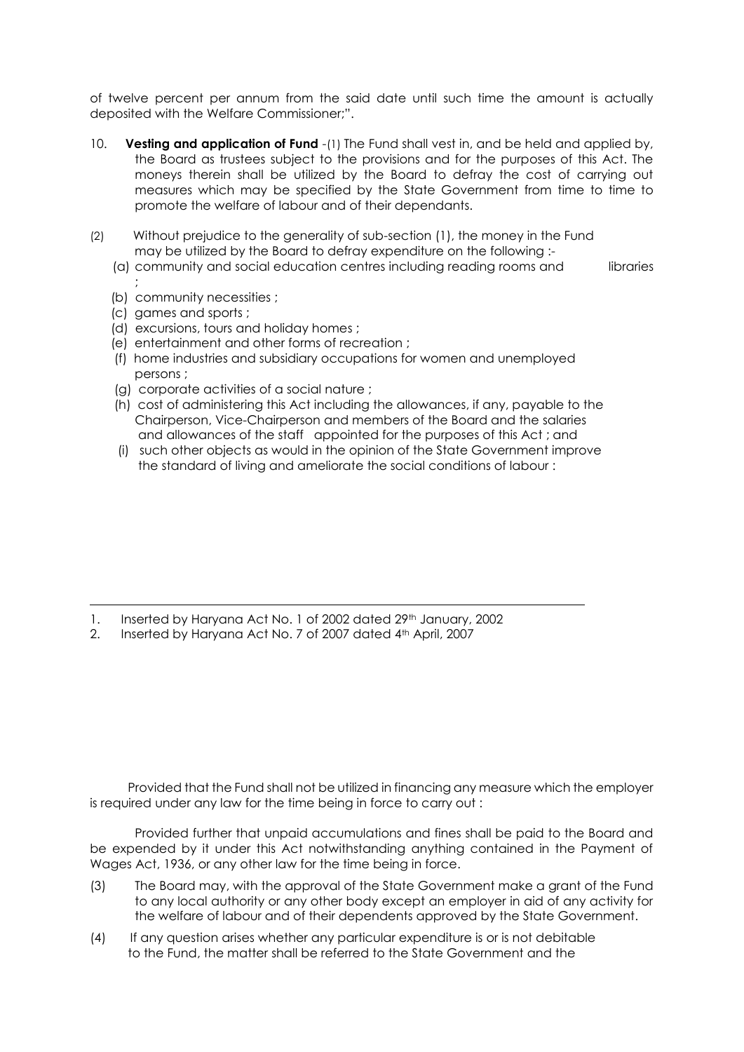of twelve percent per annum from the said date until such time the amount is actually deposited with the Welfare Commissioner;".

10. **Vesting and application of Fund** -(1) The Fund shall vest in, and be held and applied by, the Board as trustees subject to the provisions and for the purposes of this Act. The moneys therein shall be utilized by the Board to defray the cost of carrying out measures which may be specified by the State Government from time to time to promote the welfare of labour and of their dependants.

(2) Without prejudice to the generality of sub-section (1), the money in the Fund may be utilized by the Board to defray expenditure on the following :-

(a) community and social education centres including reading rooms and libraries ;

(b) community necessities ;

(c) games and sports ;

(d) excursions, tours and holiday homes ;

(e) entertainment and other forms of recreation ;

(f) home industries and subsidiary occupations for women and unemployed persons ;

(g) corporate activities of a social nature ;

(h) cost of administering this Act including the allowances, if any, payable to the Chairperson, Vice-Chairperson and members of the Board and the salaries and allowances of the staff appointed for the purposes of this Act ; and

(i) such other objects as would in the opinion of the State Government improve the standard of living and ameliorate the social conditions of labour :

---

1. Inserted by Haryana Act No. 1 of 2002 dated 29th January, 2002
2. Inserted by Haryana Act No. 7 of 2007 dated 4th April, 2007

Provided that the Fund shall not be utilized in financing any measure which the employer is required under any law for the time being in force to carry out :

Provided further that unpaid accumulations and fines shall be paid to the Board and be expended by it under this Act notwithstanding anything contained in the Payment of Wages Act, 1936, or any other law for the time being in force.

(3) The Board may, with the approval of the State Government make a grant of the Fund to any local authority or any other body except an employer in aid of any activity for the welfare of labour and of their dependents approved by the State Government.

(4) If any question arises whether any particular expenditure is or is not debitable to the Fund, the matter shall be referred to the State Government and the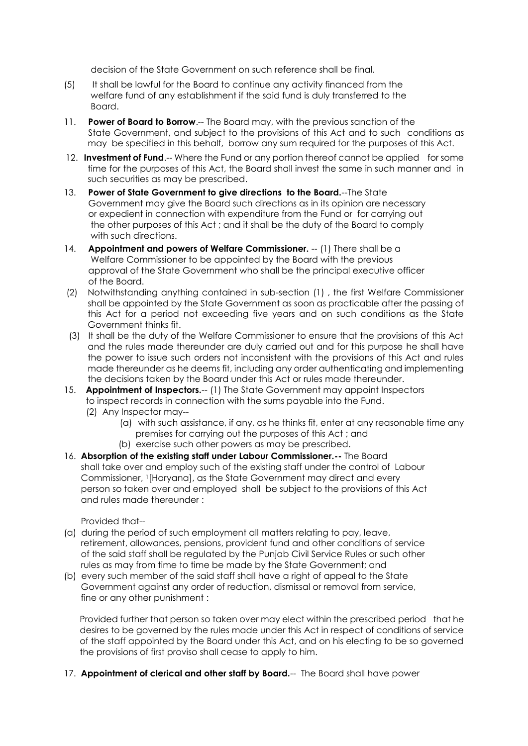decision of the State Government on such reference shall be final.

(5) It shall be lawful for the Board to continue any activity financed from the welfare fund of any establishment if the said fund is duly transferred to the Board.

11. **Power of Board to Borrow**.-- The Board may, with the previous sanction of the State Government, and subject to the provisions of this Act and to such conditions as may be specified in this behalf, borrow any sum required for the purposes of this Act.

12. **Investment of Fund**.-- Where the Fund or any portion thereof cannot be applied for some time for the purposes of this Act, the Board shall invest the same in such manner and in such securities as may be prescribed.

13. **Power of State Government to give directions to the Board.**--The State Government may give the Board such directions as in its opinion are necessary or expedient in connection with expenditure from the Fund or for carrying out the other purposes of this Act ; and it shall be the duty of the Board to comply with such directions.

14. **Appointment and powers of Welfare Commissioner.** -- (1) There shall be a Welfare Commissioner to be appointed by the Board with the previous approval of the State Government who shall be the principal executive officer of the Board.

(2) Notwithstanding anything contained in sub-section (1) , the first Welfare Commissioner shall be appointed by the State Government as soon as practicable after the passing of this Act for a period not exceeding five years and on such conditions as the State Government thinks fit.

(3) It shall be the duty of the Welfare Commissioner to ensure that the provisions of this Act and the rules made thereunder are duly carried out and for this purpose he shall have the power to issue such orders not inconsistent with the provisions of this Act and rules made thereunder as he deems fit, including any order authenticating and implementing the decisions taken by the Board under this Act or rules made thereunder.

15. **Appointment of Inspectors.**-- (1) The State Government may appoint Inspectors to inspect records in connection with the sums payable into the Fund.

(2) Any Inspector may--

(a) with such assistance, if any, as he thinks fit, enter at any reasonable time any premises for carrying out the purposes of this Act ; and

(b) exercise such other powers as may be prescribed.

16. **Absorption of the existing staff under Labour Commissioner.--** The Board shall take over and employ such of the existing staff under the control of Labour Commissioner, [1][Haryana], as the State Government may direct and every person so taken over and employed shall be subject to the provisions of this Act and rules made thereunder :

Provided that--

(a) during the period of such employment all matters relating to pay, leave, retirement, allowances, pensions, provident fund and other conditions of service of the said staff shall be regulated by the Punjab Civil Service Rules or such other rules as may from time to time be made by the State Government; and

(b) every such member of the said staff shall have a right of appeal to the State Government against any order of reduction, dismissal or removal from service, fine or any other punishment :

Provided further that person so taken over may elect within the prescribed period that he desires to be governed by the rules made under this Act in respect of conditions of service of the staff appointed by the Board under this Act, and on his electing to be so governed the provisions of first proviso shall cease to apply to him.

17. **Appointment of clerical and other staff by Board.**-- The Board shall have power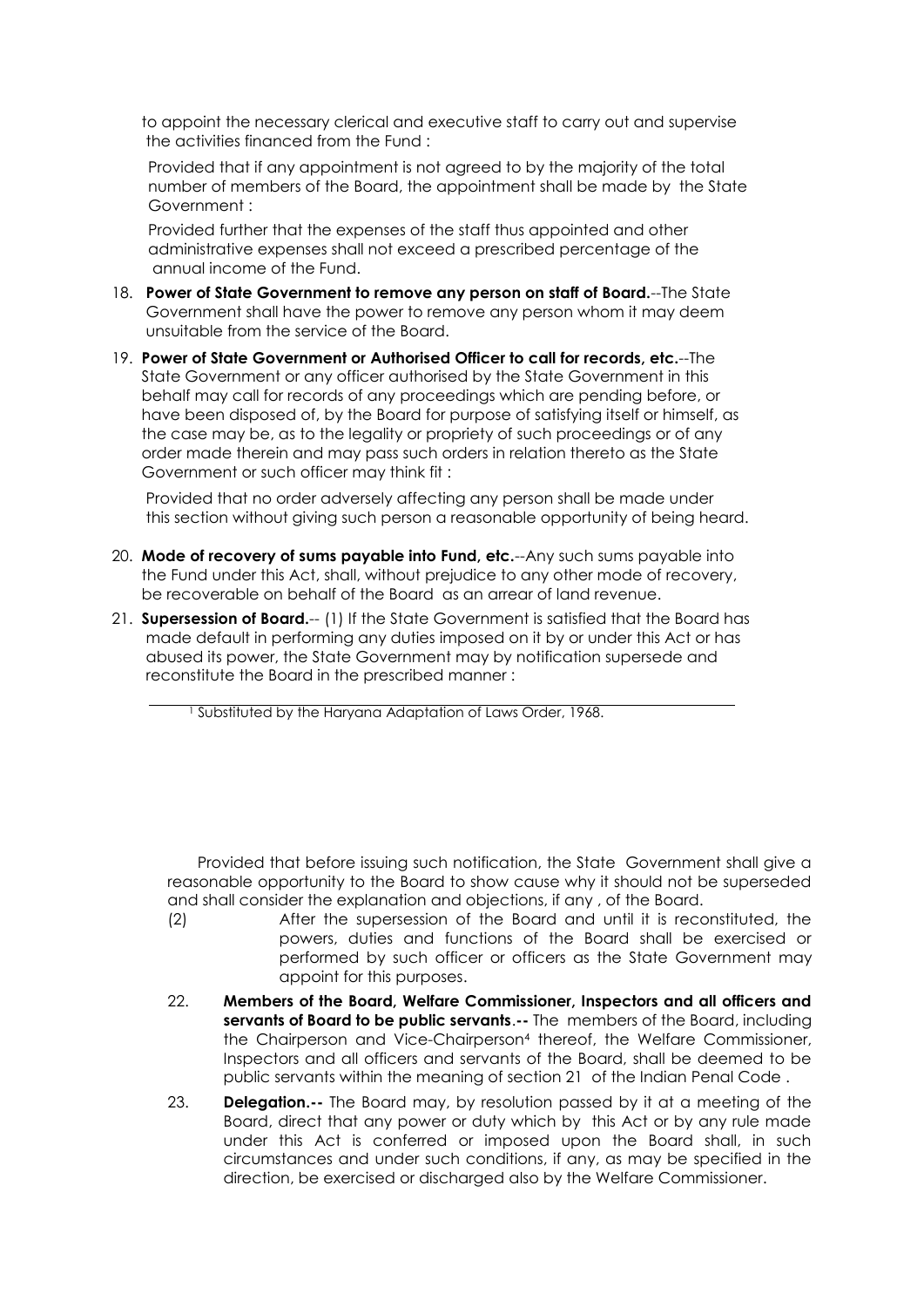to appoint the necessary clerical and executive staff to carry out and supervise the activities financed from the Fund :

Provided that if any appointment is not agreed to by the majority of the total number of members of the Board, the appointment shall be made by the State Government :

Provided further that the expenses of the staff thus appointed and other administrative expenses shall not exceed a prescribed percentage of the annual income of the Fund.

18. **Power of State Government to remove any person on staff of Board.**--The State Government shall have the power to remove any person whom it may deem unsuitable from the service of the Board.

19. **Power of State Government or Authorised Officer to call for records, etc.**--The State Government or any officer authorised by the State Government in this behalf may call for records of any proceedings which are pending before, or have been disposed of, by the Board for purpose of satisfying itself or himself, as the case may be, as to the legality or propriety of such proceedings or of any order made therein and may pass such orders in relation thereto as the State Government or such officer may think fit :

    Provided that no order adversely affecting any person shall be made under this section without giving such person a reasonable opportunity of being heard.

20. **Mode of recovery of sums payable into Fund, etc.**--Any such sums payable into the Fund under this Act, shall, without prejudice to any other mode of recovery, be recoverable on behalf of the Board as an arrear of land revenue.

21. **Supersession of Board.**-- (1) If the State Government is satisfied that the Board has made default in performing any duties imposed on it by or under this Act or has abused its power, the State Government may by notification supersede and reconstitute the Board in the prescribed manner :

[1] Substituted by the Haryana Adaptation of Laws Order, 1968.

Provided that before issuing such notification, the State Government shall give a reasonable opportunity to the Board to show cause why it should not be superseded and shall consider the explanation and objections, if any , of the Board.

(2) After the supersession of the Board and until it is reconstituted, the powers, duties and functions of the Board shall be exercised or performed by such officer or officers as the State Government may appoint for this purposes.

22. **Members of the Board, Welfare Commissioner, Inspectors and all officers and servants of Board to be public servants.--** The members of the Board, including the Chairperson and Vice-Chairperson[4] thereof, the Welfare Commissioner, Inspectors and all officers and servants of the Board, shall be deemed to be public servants within the meaning of section 21 of the Indian Penal Code .

23. **Delegation.--** The Board may, by resolution passed by it at a meeting of the Board, direct that any power or duty which by this Act or by any rule made under this Act is conferred or imposed upon the Board shall, in such circumstances and under such conditions, if any, as may be specified in the direction, be exercised or discharged also by the Welfare Commissioner.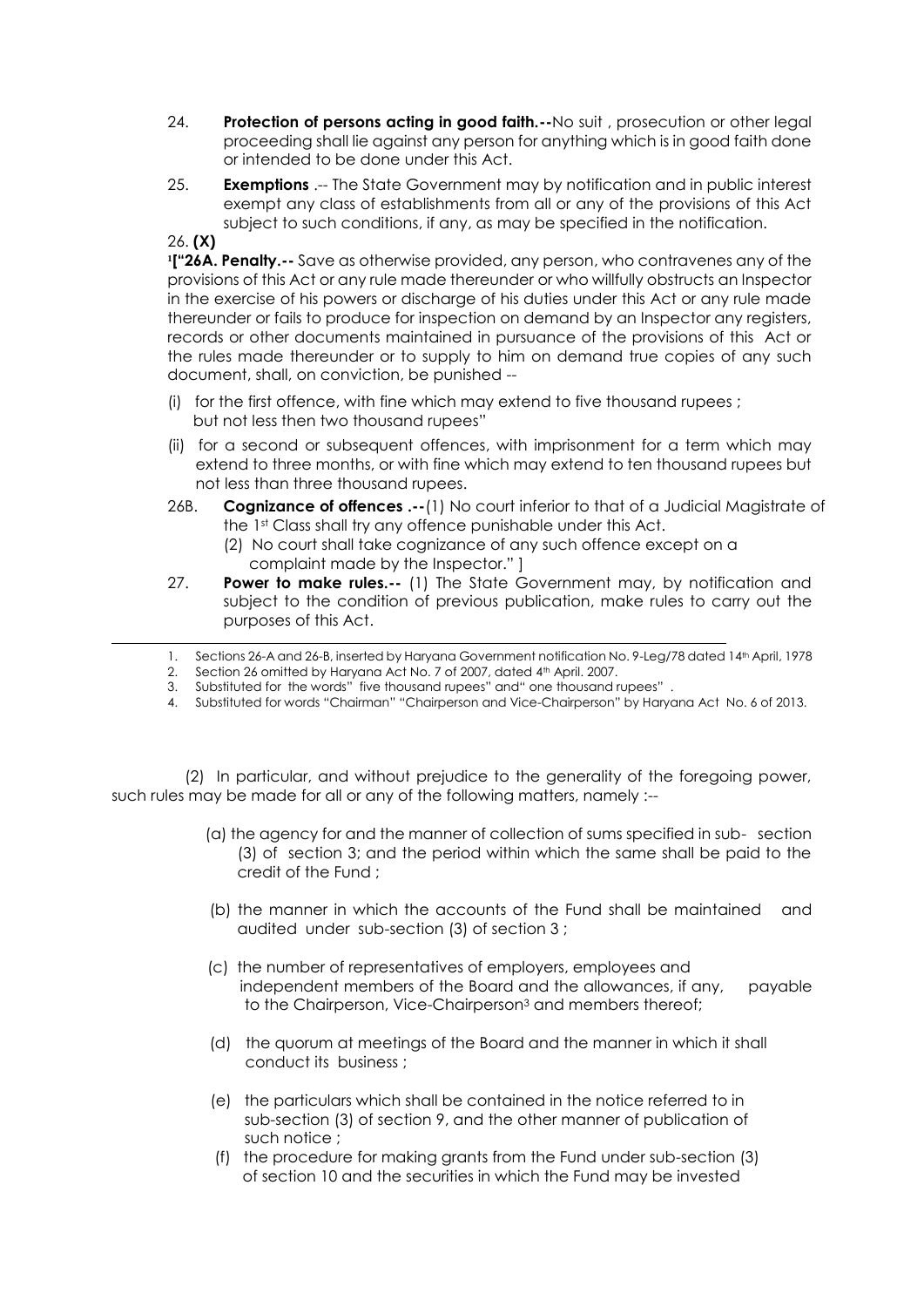24. **Protection of persons acting in good faith.--**No suit , prosecution or other legal proceeding shall lie against any person for anything which is in good faith done or intended to be done under this Act.

25. **Exemptions** .-- The State Government may by notification and in public interest exempt any class of establishments from all or any of the provisions of this Act subject to such conditions, if any, as may be specified in the notification.

26. **(X)**

[1]**["26A. Penalty.--** Save as otherwise provided, any person, who contravenes any of the provisions of this Act or any rule made thereunder or who willfully obstructs an Inspector in the exercise of his powers or discharge of his duties under this Act or any rule made thereunder or fails to produce for inspection on demand by an Inspector any registers, records or other documents maintained in pursuance of the provisions of this Act or the rules made thereunder or to supply to him on demand true copies of any such document, shall, on conviction, be punished --

(i) for the first offence, with fine which may extend to five thousand rupees ; but not less then two thousand rupees"

(ii) for a second or subsequent offences, with imprisonment for a term which may extend to three months, or with fine which may extend to ten thousand rupees but not less than three thousand rupees.

26B. **Cognizance of offences .--**(1) No court inferior to that of a Judicial Magistrate of the 1st Class shall try any offence punishable under this Act.

(2) No court shall take cognizance of any such offence except on a complaint made by the Inspector." ]

27. **Power to make rules.--** (1) The State Government may, by notification and subject to the condition of previous publication, make rules to carry out the purposes of this Act.

---

1. Sections 26-A and 26-B, inserted by Haryana Government notification No. 9-Leg/78 dated 14th April, 1978
2. Section 26 omitted by Haryana Act No. 7 of 2007, dated 4th April. 2007.
3. Substituted for the words" five thousand rupees" and" one thousand rupees" .
4. Substituted for words "Chairman" "Chairperson and Vice-Chairperson" by Haryana Act No. 6 of 2013.

(2) In particular, and without prejudice to the generality of the foregoing power, such rules may be made for all or any of the following matters, namely :--

(a) the agency for and the manner of collection of sums specified in sub- section (3) of section 3; and the period within which the same shall be paid to the credit of the Fund ;

(b) the manner in which the accounts of the Fund shall be maintained and audited under sub-section (3) of section 3 ;

(c) the number of representatives of employers, employees and independent members of the Board and the allowances, if any, payable to the Chairperson, Vice-Chairperson[3] and members thereof;

(d) the quorum at meetings of the Board and the manner in which it shall conduct its business ;

(e) the particulars which shall be contained in the notice referred to in sub-section (3) of section 9, and the other manner of publication of such notice ;

(f) the procedure for making grants from the Fund under sub-section (3) of section 10 and the securities in which the Fund may be invested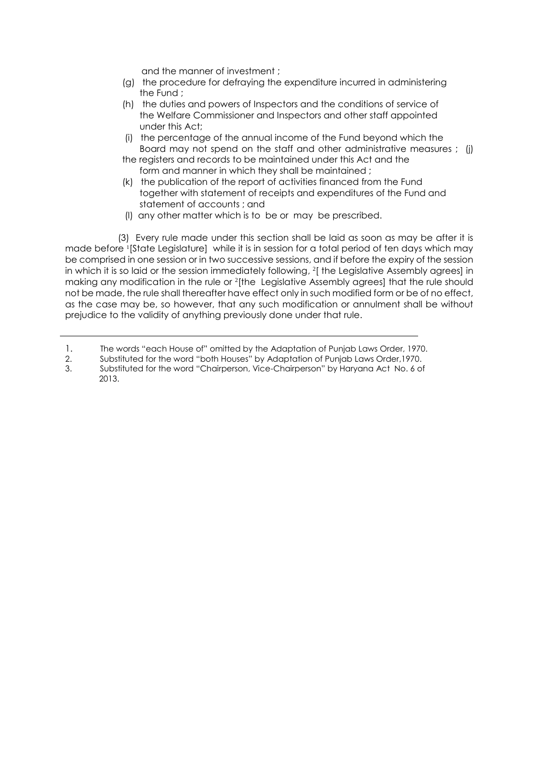and the manner of investment ;

(g) the procedure for defraying the expenditure incurred in administering the Fund ;

(h) the duties and powers of Inspectors and the conditions of service of the Welfare Commissioner and Inspectors and other staff appointed under this Act;

(i) the percentage of the annual income of the Fund beyond which the Board may not spend on the staff and other administrative measures ;

(j) the registers and records to be maintained under this Act and the form and manner in which they shall be maintained ;

(k) the publication of the report of activities financed from the Fund together with statement of receipts and expenditures of the Fund and statement of accounts ; and

(l) any other matter which is to be or may be prescribed.

(3) Every rule made under this section shall be laid as soon as may be after it is made before [1][State Legislature] while it is in session for a total period of ten days which may be comprised in one session or in two successive sessions, and if before the expiry of the session in which it is so laid or the session immediately following, [2][ the Legislative Assembly agrees] in making any modification in the rule or [2][the Legislative Assembly agrees] that the rule should not be made, the rule shall thereafter have effect only in such modified form or be of no effect, as the case may be, so however, that any such modification or annulment shall be without prejudice to the validity of anything previously done under that rule.

---

1. The words "each House of" omitted by the Adaptation of Punjab Laws Order, 1970.
2. Substituted for the word "both Houses" by Adaptation of Punjab Laws Order,1970.
3. Substituted for the word "Chairperson, Vice-Chairperson" by Haryana Act No. 6 of 2013.